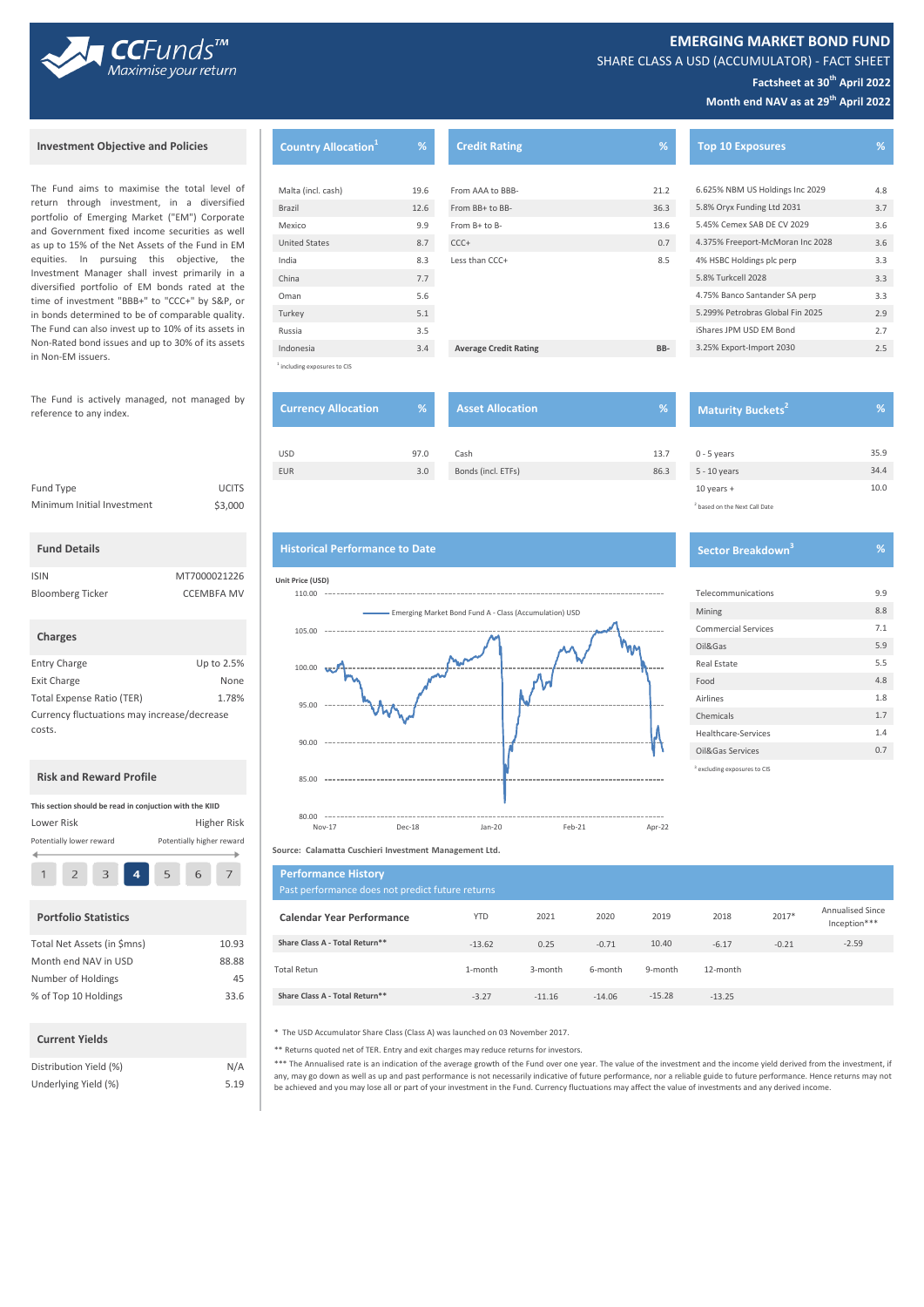# EMERGING MARKET BOND FUND

SHARE CLASS A USD (ACCUMULATOR) - FACT SHEET

**Factsheet at 30th April 2022**

**Month end NAV as at 29th April 2022**

## Investment Objective and Policies

The Fund aims to maximise the total level of return through investment, in a diversified portfolio of Emerging Market ("EM") Corporate and Government fixed income securities as well as up to 15% of the Net Assets of the Fund in EM equities. In pursuing this objective, the Investment Manager shall invest primarily in a diversified portfolio of EM bonds rated at the time of investment "BBB+" to "CCC+" by S&P, or in bonds determined to be of comparable quality. The Fund can also invest up to 10% of its assets in Non-Rated bond issues and up to 30% of its assets in Non-EM issuers.

The Fund is actively managed, not managed by reference to any index.

| | |
|---|---|
| Fund Type | UCITS |
| Minimum Initial Investment | $3,000 |

## Fund Details

| | |
|---|---|
| ISIN | MT7000021226 |
| Bloomberg Ticker | CCEMBFA MV |

## Charges

| | |
|---|---|
| Entry Charge | Up to 2.5% |
| Exit Charge | None |
| Total Expense Ratio (TER) | 1.78% |

Currency fluctuations may increase/decrease costs.

## Risk and Reward Profile

This section should be read in conjuction with the KIID

Lower Risk — Higher Risk

Potentially lower reward — Potentially higher reward

1 | 2 | 3 | **4** | 5 | 6 | 7

## Portfolio Statistics

| | |
|---|---|
| Total Net Assets (in $mns) | 10.93 |
| Month end NAV in USD | 88.88 |
| Number of Holdings | 45 |
| % of Top 10 Holdings | 33.6 |

## Current Yields

| | |
|---|---|
| Distribution Yield (%) | N/A |
| Underlying Yield (%) | 5.19 |

## Country Allocation[1]

| Country | % |
|---|---|
| Malta (incl. cash) | 19.6 |
| Brazil | 12.6 |
| Mexico | 9.9 |
| United States | 8.7 |
| India | 8.3 |
| China | 7.7 |
| Oman | 5.6 |
| Turkey | 5.1 |
| Russia | 3.5 |
| Indonesia | 3.4 |

[1] including exposures to CIS

## Credit Rating

| Credit Rating | % |
|---|---|
| From AAA to BBB- | 21.2 |
| From BB+ to BB- | 36.3 |
| From B+ to B- | 13.6 |
| CCC+ | 0.7 |
| Less than CCC+ | 8.5 |
| **Average Credit Rating** | **BB-** |

## Top 10 Exposures

| Top 10 Exposures | % |
|---|---|
| 6.625% NBM US Holdings Inc 2029 | 4.8 |
| 5.8% Oryx Funding Ltd 2031 | 3.7 |
| 5.45% Cemex SAB DE CV 2029 | 3.6 |
| 4.375% Freeport-McMoran Inc 2028 | 3.6 |
| 4% HSBC Holdings plc perp | 3.3 |
| 5.8% Turkcell 2028 | 3.3 |
| 4.75% Banco Santander SA perp | 3.3 |
| 5.299% Petrobras Global Fin 2025 | 2.9 |
| iShares JPM USD EM Bond | 2.7 |
| 3.25% Export-Import 2030 | 2.5 |

## Currency Allocation

| Currency | % |
|---|---|
| USD | 97.0 |
| EUR | 3.0 |

## Asset Allocation

| Asset | % |
|---|---|
| Cash | 13.7 |
| Bonds (incl. ETFs) | 86.3 |

## Maturity Buckets[2]

| Maturity | % |
|---|---|
| 0 - 5 years | 35.9 |
| 5 - 10 years | 34.4 |
| 10 years + | 10.0 |

[2] based on the Next Call Date

## Historical Performance to Date

Unit Price (USD)

— Emerging Market Bond Fund A - Class (Accumulation) USD

Source: Calamatta Cuschieri Investment Management Ltd.

## Sector Breakdown[3]

| Sector | % |
|---|---|
| Telecommunications | 9.9 |
| Mining | 8.8 |
| Commercial Services | 7.1 |
| Oil&Gas | 5.9 |
| Real Estate | 5.5 |
| Food | 4.8 |
| Airlines | 1.8 |
| Chemicals | 1.7 |
| Healthcare-Services | 1.4 |
| Oil&Gas Services | 0.7 |

[3] excluding exposures to CIS

## Performance History

Past performance does not predict future returns

| Calendar Year Performance | YTD | 2021 | 2020 | 2019 | 2018 | 2017* | Annualised Since Inception*** |
|---|---|---|---|---|---|---|---|
| Share Class A - Total Return** | -13.62 | 0.25 | -0.71 | 10.40 | -6.17 | -0.21 | -2.59 |
| **Total Retun** | **1-month** | **3-month** | **6-month** | **9-month** | **12-month** | | |
| Share Class A - Total Return** | -3.27 | -11.16 | -14.06 | -15.28 | -13.25 | | |

* The USD Accumulator Share Class (Class A) was launched on 03 November 2017.

** Returns quoted net of TER. Entry and exit charges may reduce returns for investors.

*** The Annualised rate is an indication of the average growth of the Fund over one year. The value of the investment and the income yield derived from the investment, if any, may go down as well as up and past performance is not necessarily indicative of future performance, nor a reliable guide to future performance. Hence returns may not be achieved and you may lose all or part of your investment in the Fund. Currency fluctuations may affect the value of investments and any derived income.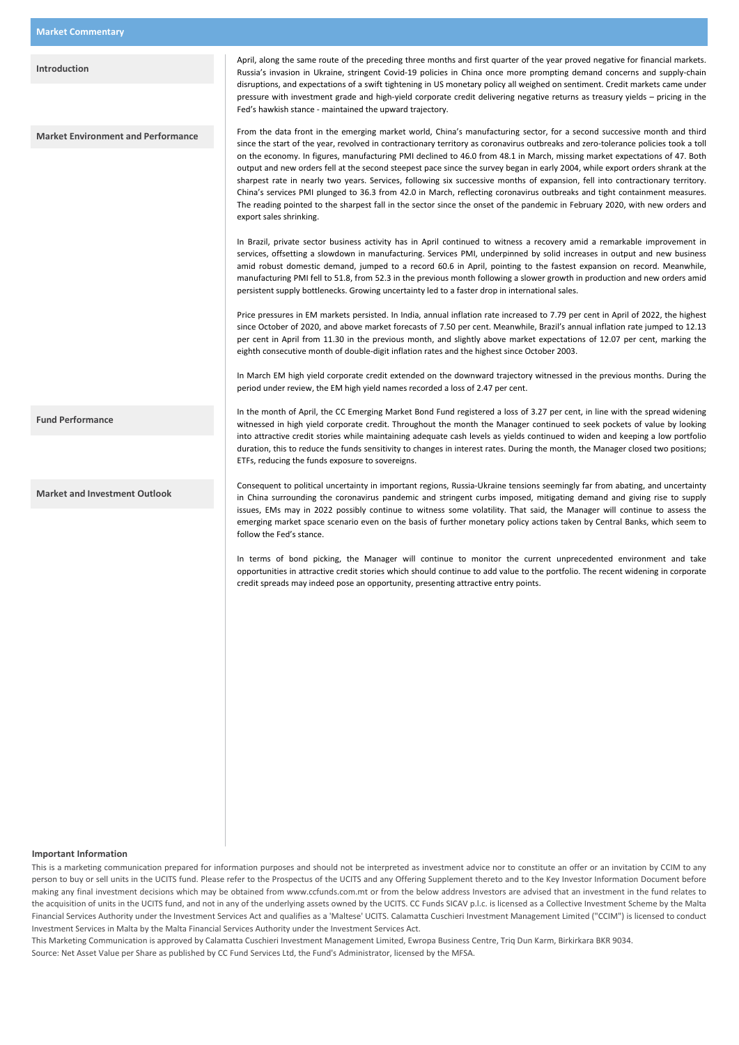## Market Commentary

### Introduction

April, along the same route of the preceding three months and first quarter of the year proved negative for financial markets. Russia's invasion in Ukraine, stringent Covid-19 policies in China once more prompting demand concerns and supply-chain disruptions, and expectations of a swift tightening in US monetary policy all weighed on sentiment. Credit markets came under pressure with investment grade and high-yield corporate credit delivering negative returns as treasury yields – pricing in the Fed's hawkish stance - maintained the upward trajectory.

### Market Environment and Performance

From the data front in the emerging market world, China's manufacturing sector, for a second successive month and third since the start of the year, revolved in contractionary territory as coronavirus outbreaks and zero-tolerance policies took a toll on the economy. In figures, manufacturing PMI declined to 46.0 from 48.1 in March, missing market expectations of 47. Both output and new orders fell at the second steepest pace since the survey began in early 2004, while export orders shrank at the sharpest rate in nearly two years. Services, following six successive months of expansion, fell into contractionary territory. China's services PMI plunged to 36.3 from 42.0 in March, reflecting coronavirus outbreaks and tight containment measures. The reading pointed to the sharpest fall in the sector since the onset of the pandemic in February 2020, with new orders and export sales shrinking.

In Brazil, private sector business activity has in April continued to witness a recovery amid a remarkable improvement in services, offsetting a slowdown in manufacturing. Services PMI, underpinned by solid increases in output and new business amid robust domestic demand, jumped to a record 60.6 in April, pointing to the fastest expansion on record. Meanwhile, manufacturing PMI fell to 51.8, from 52.3 in the previous month following a slower growth in production and new orders amid persistent supply bottlenecks. Growing uncertainty led to a faster drop in international sales.

Price pressures in EM markets persisted. In India, annual inflation rate increased to 7.79 per cent in April of 2022, the highest since October of 2020, and above market forecasts of 7.50 per cent. Meanwhile, Brazil's annual inflation rate jumped to 12.13 per cent in April from 11.30 in the previous month, and slightly above market expectations of 12.07 per cent, marking the eighth consecutive month of double-digit inflation rates and the highest since October 2003.

In March EM high yield corporate credit extended on the downward trajectory witnessed in the previous months. During the period under review, the EM high yield names recorded a loss of 2.47 per cent.

### Fund Performance

In the month of April, the CC Emerging Market Bond Fund registered a loss of 3.27 per cent, in line with the spread widening witnessed in high yield corporate credit. Throughout the month the Manager continued to seek pockets of value by looking into attractive credit stories while maintaining adequate cash levels as yields continued to widen and keeping a low portfolio duration, this to reduce the funds sensitivity to changes in interest rates. During the month, the Manager closed two positions; ETFs, reducing the funds exposure to sovereigns.

### Market and Investment Outlook

Consequent to political uncertainty in important regions, Russia-Ukraine tensions seemingly far from abating, and uncertainty in China surrounding the coronavirus pandemic and stringent curbs imposed, mitigating demand and giving rise to supply issues, EMs may in 2022 possibly continue to witness some volatility. That said, the Manager will continue to assess the emerging market space scenario even on the basis of further monetary policy actions taken by Central Banks, which seem to follow the Fed's stance.

In terms of bond picking, the Manager will continue to monitor the current unprecedented environment and take opportunities in attractive credit stories which should continue to add value to the portfolio. The recent widening in corporate credit spreads may indeed pose an opportunity, presenting attractive entry points.

**Important Information**

This is a marketing communication prepared for information purposes and should not be interpreted as investment advice nor to constitute an offer or an invitation by CCIM to any person to buy or sell units in the UCITS fund. Please refer to the Prospectus of the UCITS and any Offering Supplement thereto and to the Key Investor Information Document before making any final investment decisions which may be obtained from www.ccfunds.com.mt or from the below address Investors are advised that an investment in the fund relates to the acquisition of units in the UCITS fund, and not in any of the underlying assets owned by the UCITS. CC Funds SICAV p.l.c. is licensed as a Collective Investment Scheme by the Malta Financial Services Authority under the Investment Services Act and qualifies as a 'Maltese' UCITS. Calamatta Cuschieri Investment Management Limited ("CCIM") is licensed to conduct Investment Services in Malta by the Malta Financial Services Authority under the Investment Services Act.

This Marketing Communication is approved by Calamatta Cuschieri Investment Management Limited, Ewropa Business Centre, Triq Dun Karm, Birkirkara BKR 9034.

Source: Net Asset Value per Share as published by CC Fund Services Ltd, the Fund's Administrator, licensed by the MFSA.